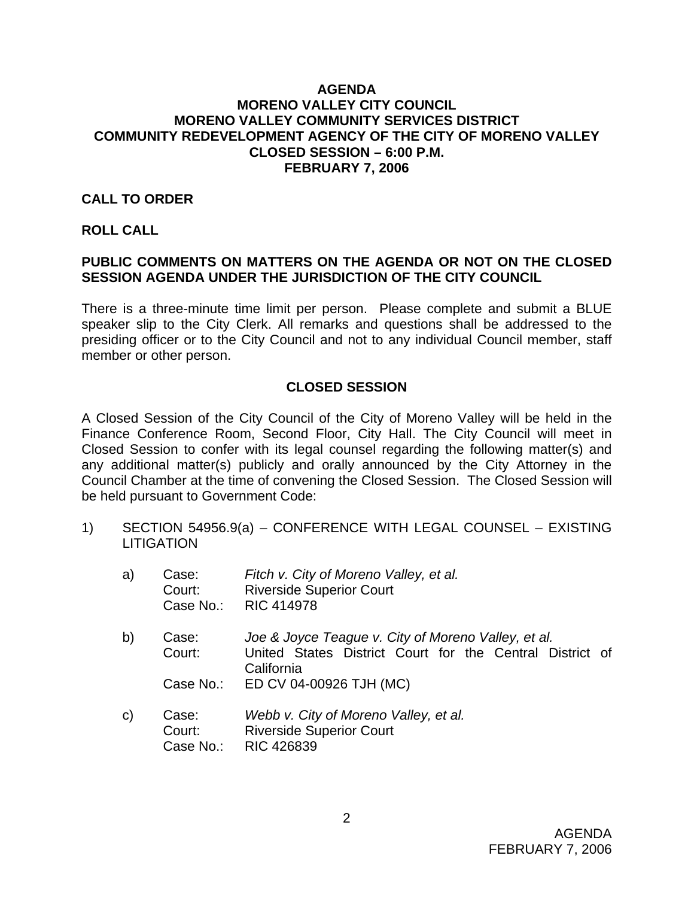# AGENDA
# MORENO VALLEY CITY COUNCIL
# MORENO VALLEY COMMUNITY SERVICES DISTRICT
# COMMUNITY REDEVELOPMENT AGENCY OF THE CITY OF MORENO VALLEY
# CLOSED SESSION – 6:00 P.M.
# FEBRUARY 7, 2006

**CALL TO ORDER**

**ROLL CALL**

**PUBLIC COMMENTS ON MATTERS ON THE AGENDA OR NOT ON THE CLOSED SESSION AGENDA UNDER THE JURISDICTION OF THE CITY COUNCIL**

There is a three-minute time limit per person. Please complete and submit a BLUE speaker slip to the City Clerk. All remarks and questions shall be addressed to the presiding officer or to the City Council and not to any individual Council member, staff member or other person.

## CLOSED SESSION

A Closed Session of the City Council of the City of Moreno Valley will be held in the Finance Conference Room, Second Floor, City Hall. The City Council will meet in Closed Session to confer with its legal counsel regarding the following matter(s) and any additional matter(s) publicly and orally announced by the City Attorney in the Council Chamber at the time of convening the Closed Session. The Closed Session will be held pursuant to Government Code:

1) SECTION 54956.9(a) – CONFERENCE WITH LEGAL COUNSEL – EXISTING LITIGATION

   a) Case: *Fitch v. City of Moreno Valley, et al.*
      Court: Riverside Superior Court
      Case No.: RIC 414978

   b) Case: *Joe & Joyce Teague v. City of Moreno Valley, et al.*
      Court: United States District Court for the Central District of California
      Case No.: ED CV 04-00926 TJH (MC)

   c) Case: *Webb v. City of Moreno Valley, et al.*
      Court: Riverside Superior Court
      Case No.: RIC 426839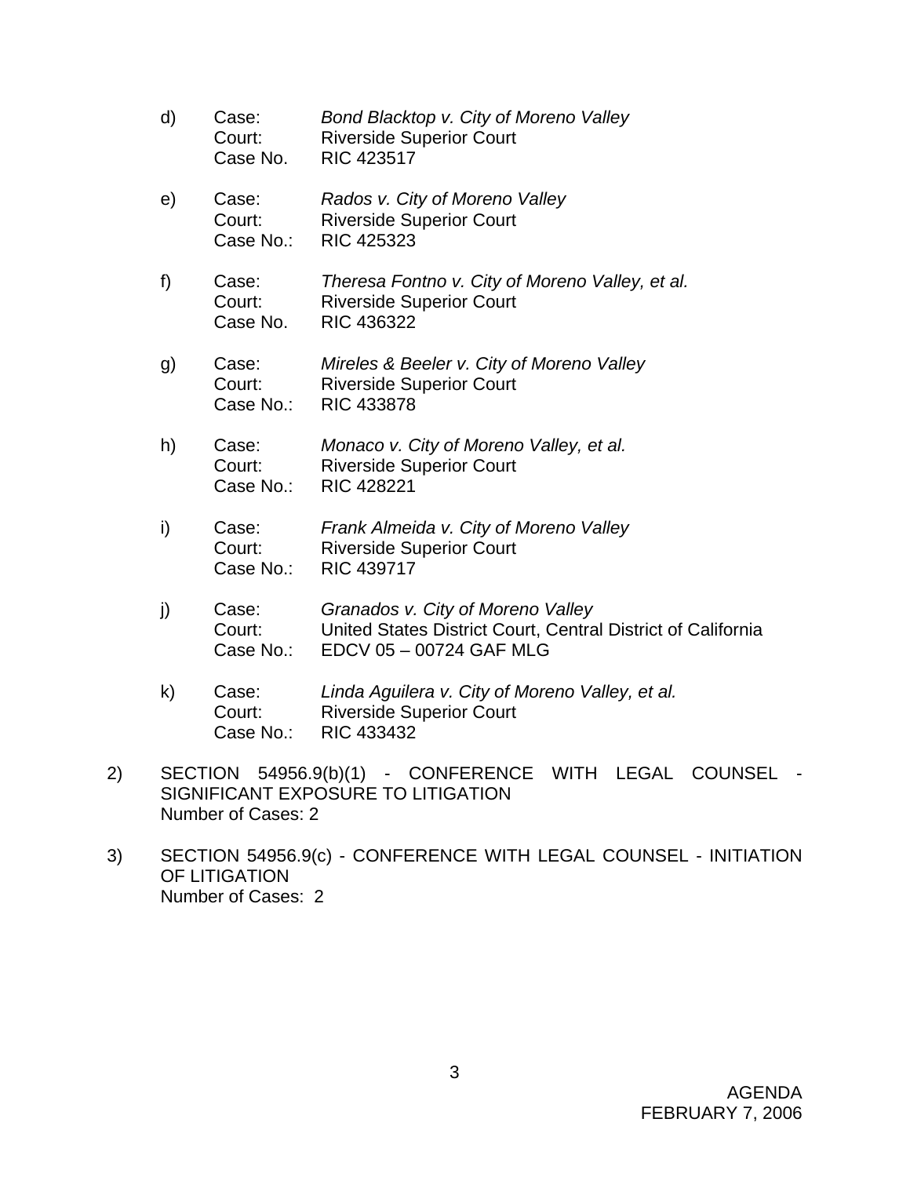d) Case: *Bond Blacktop v. City of Moreno Valley*
   Court: Riverside Superior Court
   Case No. RIC 423517

e) Case: *Rados v. City of Moreno Valley*
   Court: Riverside Superior Court
   Case No.: RIC 425323

f) Case: *Theresa Fontno v. City of Moreno Valley, et al.*
   Court: Riverside Superior Court
   Case No. RIC 436322

g) Case: *Mireles & Beeler v. City of Moreno Valley*
   Court: Riverside Superior Court
   Case No.: RIC 433878

h) Case: *Monaco v. City of Moreno Valley, et al.*
   Court: Riverside Superior Court
   Case No.: RIC 428221

i) Case: *Frank Almeida v. City of Moreno Valley*
   Court: Riverside Superior Court
   Case No.: RIC 439717

j) Case: *Granados v. City of Moreno Valley*
   Court: United States District Court, Central District of California
   Case No.: EDCV 05 – 00724 GAF MLG

k) Case: *Linda Aguilera v. City of Moreno Valley, et al.*
   Court: Riverside Superior Court
   Case No.: RIC 433432

2) SECTION 54956.9(b)(1) - CONFERENCE WITH LEGAL COUNSEL - SIGNIFICANT EXPOSURE TO LITIGATION
   Number of Cases: 2

3) SECTION 54956.9(c) - CONFERENCE WITH LEGAL COUNSEL - INITIATION OF LITIGATION
   Number of Cases: 2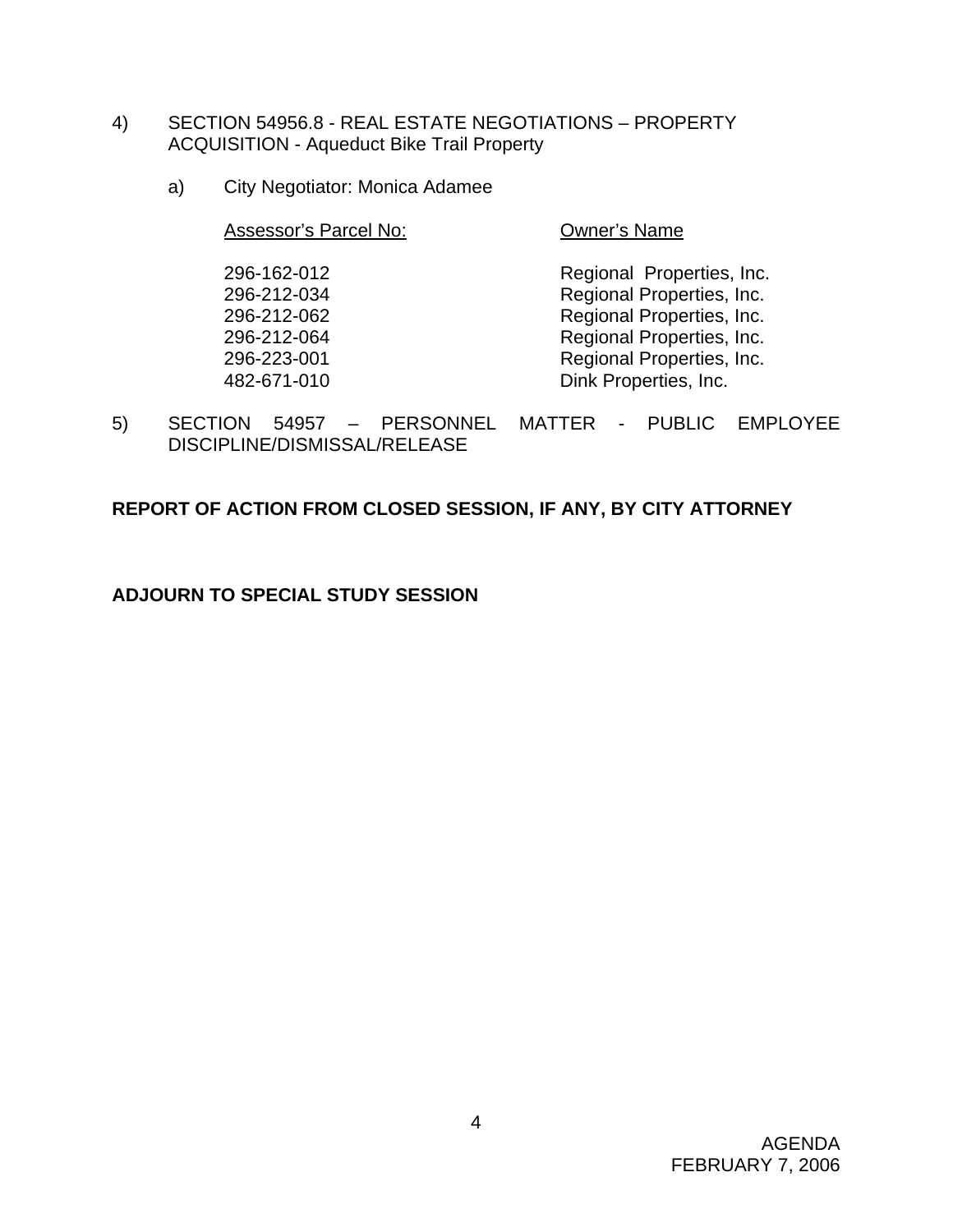4) SECTION 54956.8 - REAL ESTATE NEGOTIATIONS – PROPERTY ACQUISITION - Aqueduct Bike Trail Property

   a) City Negotiator: Monica Adamee

| Assessor's Parcel No: | Owner's Name |
|---|---|
| 296-162-012 | Regional Properties, Inc. |
| 296-212-034 | Regional Properties, Inc. |
| 296-212-062 | Regional Properties, Inc. |
| 296-212-064 | Regional Properties, Inc. |
| 296-223-001 | Regional Properties, Inc. |
| 482-671-010 | Dink Properties, Inc. |

5) SECTION 54957 – PERSONNEL MATTER - PUBLIC EMPLOYEE DISCIPLINE/DISMISSAL/RELEASE

**REPORT OF ACTION FROM CLOSED SESSION, IF ANY, BY CITY ATTORNEY**

**ADJOURN TO SPECIAL STUDY SESSION**